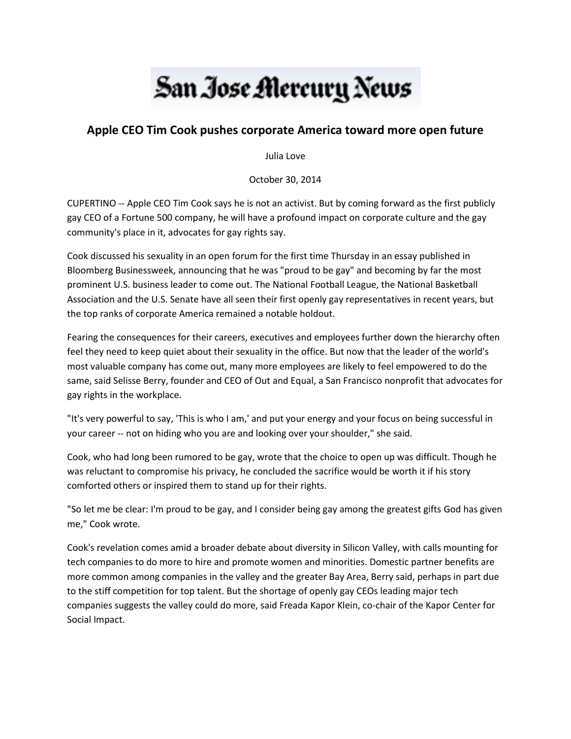San Jose Mercury News

## Apple CEO Tim Cook pushes corporate America toward more open future

Julia Love

October 30, 2014

CUPERTINO -- Apple CEO Tim Cook says he is not an activist. But by coming forward as the first publicly gay CEO of a Fortune 500 company, he will have a profound impact on corporate culture and the gay community's place in it, advocates for gay rights say.

Cook discussed his sexuality in an open forum for the first time Thursday in an essay published in Bloomberg Businessweek, announcing that he was "proud to be gay" and becoming by far the most prominent U.S. business leader to come out. The National Football League, the National Basketball Association and the U.S. Senate have all seen their first openly gay representatives in recent years, but the top ranks of corporate America remained a notable holdout.

Fearing the consequences for their careers, executives and employees further down the hierarchy often feel they need to keep quiet about their sexuality in the office. But now that the leader of the world's most valuable company has come out, many more employees are likely to feel empowered to do the same, said Selisse Berry, founder and CEO of Out and Equal, a San Francisco nonprofit that advocates for gay rights in the workplace.

"It's very powerful to say, 'This is who I am,' and put your energy and your focus on being successful in your career -- not on hiding who you are and looking over your shoulder," she said.

Cook, who had long been rumored to be gay, wrote that the choice to open up was difficult. Though he was reluctant to compromise his privacy, he concluded the sacrifice would be worth it if his story comforted others or inspired them to stand up for their rights.

"So let me be clear: I'm proud to be gay, and I consider being gay among the greatest gifts God has given me," Cook wrote.

Cook's revelation comes amid a broader debate about diversity in Silicon Valley, with calls mounting for tech companies to do more to hire and promote women and minorities. Domestic partner benefits are more common among companies in the valley and the greater Bay Area, Berry said, perhaps in part due to the stiff competition for top talent. But the shortage of openly gay CEOs leading major tech companies suggests the valley could do more, said Freada Kapor Klein, co-chair of the Kapor Center for Social Impact.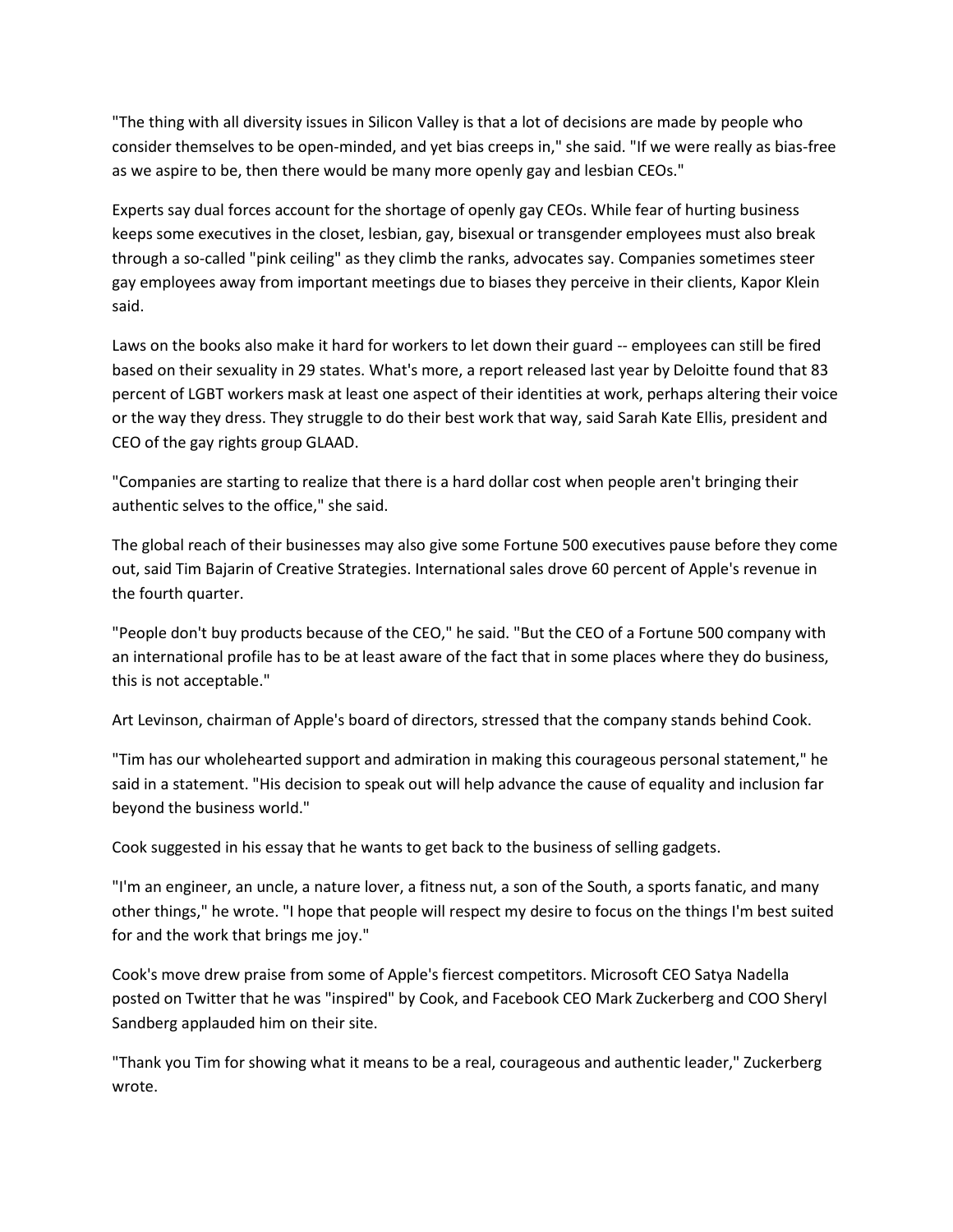"The thing with all diversity issues in Silicon Valley is that a lot of decisions are made by people who consider themselves to be open-minded, and yet bias creeps in," she said. "If we were really as bias-free as we aspire to be, then there would be many more openly gay and lesbian CEOs."

Experts say dual forces account for the shortage of openly gay CEOs. While fear of hurting business keeps some executives in the closet, lesbian, gay, bisexual or transgender employees must also break through a so-called "pink ceiling" as they climb the ranks, advocates say. Companies sometimes steer gay employees away from important meetings due to biases they perceive in their clients, Kapor Klein said.

Laws on the books also make it hard for workers to let down their guard -- employees can still be fired based on their sexuality in 29 states. What's more, a report released last year by Deloitte found that 83 percent of LGBT workers mask at least one aspect of their identities at work, perhaps altering their voice or the way they dress. They struggle to do their best work that way, said Sarah Kate Ellis, president and CEO of the gay rights group GLAAD.

"Companies are starting to realize that there is a hard dollar cost when people aren't bringing their authentic selves to the office," she said.

The global reach of their businesses may also give some Fortune 500 executives pause before they come out, said Tim Bajarin of Creative Strategies. International sales drove 60 percent of Apple's revenue in the fourth quarter.

"People don't buy products because of the CEO," he said. "But the CEO of a Fortune 500 company with an international profile has to be at least aware of the fact that in some places where they do business, this is not acceptable."

Art Levinson, chairman of Apple's board of directors, stressed that the company stands behind Cook.

"Tim has our wholehearted support and admiration in making this courageous personal statement," he said in a statement. "His decision to speak out will help advance the cause of equality and inclusion far beyond the business world."

Cook suggested in his essay that he wants to get back to the business of selling gadgets.

"I'm an engineer, an uncle, a nature lover, a fitness nut, a son of the South, a sports fanatic, and many other things," he wrote. "I hope that people will respect my desire to focus on the things I'm best suited for and the work that brings me joy."

Cook's move drew praise from some of Apple's fiercest competitors. Microsoft CEO Satya Nadella posted on Twitter that he was "inspired" by Cook, and Facebook CEO Mark Zuckerberg and COO Sheryl Sandberg applauded him on their site.

"Thank you Tim for showing what it means to be a real, courageous and authentic leader," Zuckerberg wrote.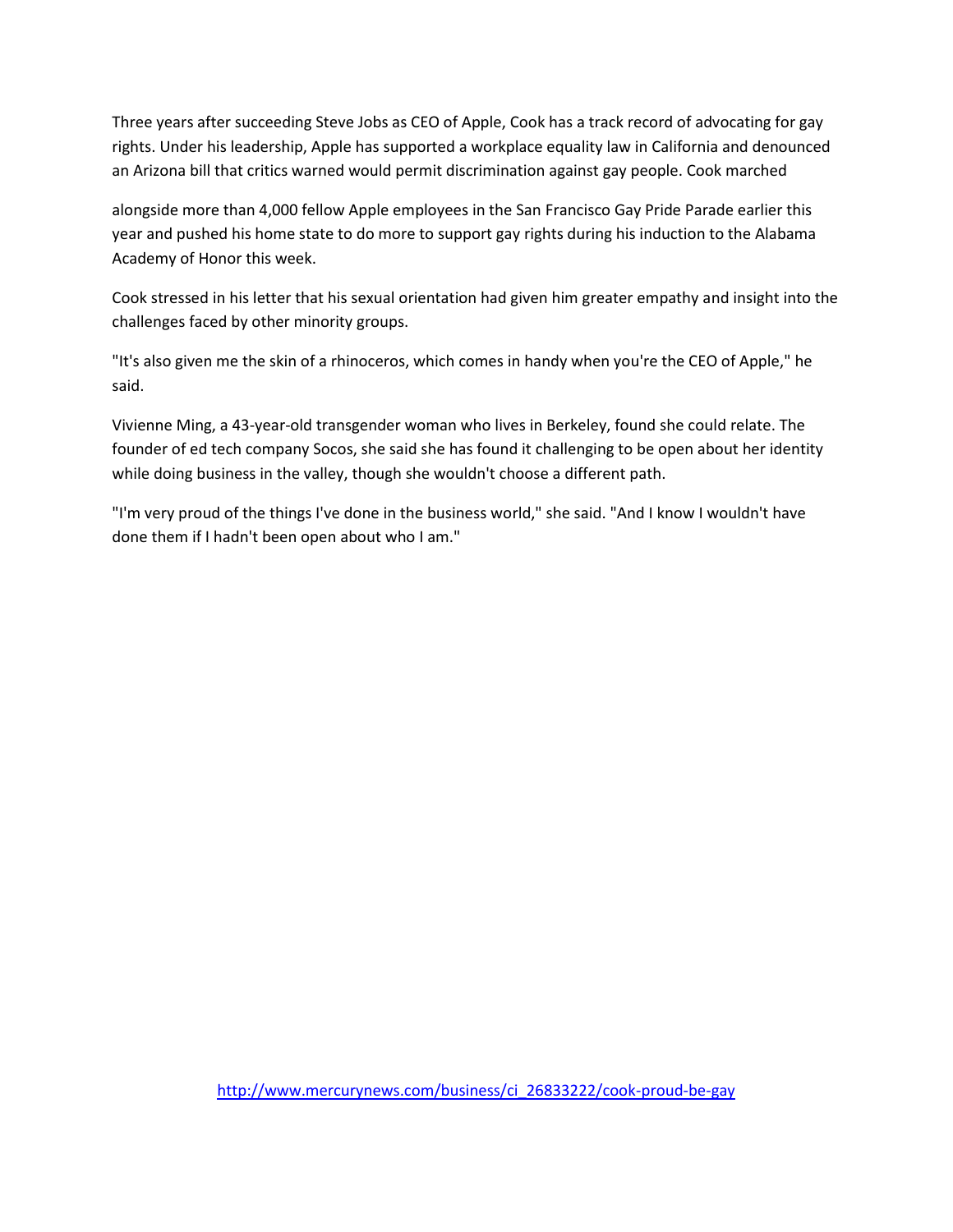Three years after succeeding Steve Jobs as CEO of Apple, Cook has a track record of advocating for gay rights. Under his leadership, Apple has supported a workplace equality law in California and denounced an Arizona bill that critics warned would permit discrimination against gay people. Cook marched alongside more than 4,000 fellow Apple employees in the San Francisco Gay Pride Parade earlier this year and pushed his home state to do more to support gay rights during his induction to the Alabama Academy of Honor this week.

Cook stressed in his letter that his sexual orientation had given him greater empathy and insight into the challenges faced by other minority groups.

"It's also given me the skin of a rhinoceros, which comes in handy when you're the CEO of Apple," he said.

Vivienne Ming, a 43-year-old transgender woman who lives in Berkeley, found she could relate. The founder of ed tech company Socos, she said she has found it challenging to be open about her identity while doing business in the valley, though she wouldn't choose a different path.

"I'm very proud of the things I've done in the business world," she said. "And I know I wouldn't have done them if I hadn't been open about who I am."

http://www.mercurynews.com/business/ci_26833222/cook-proud-be-gay